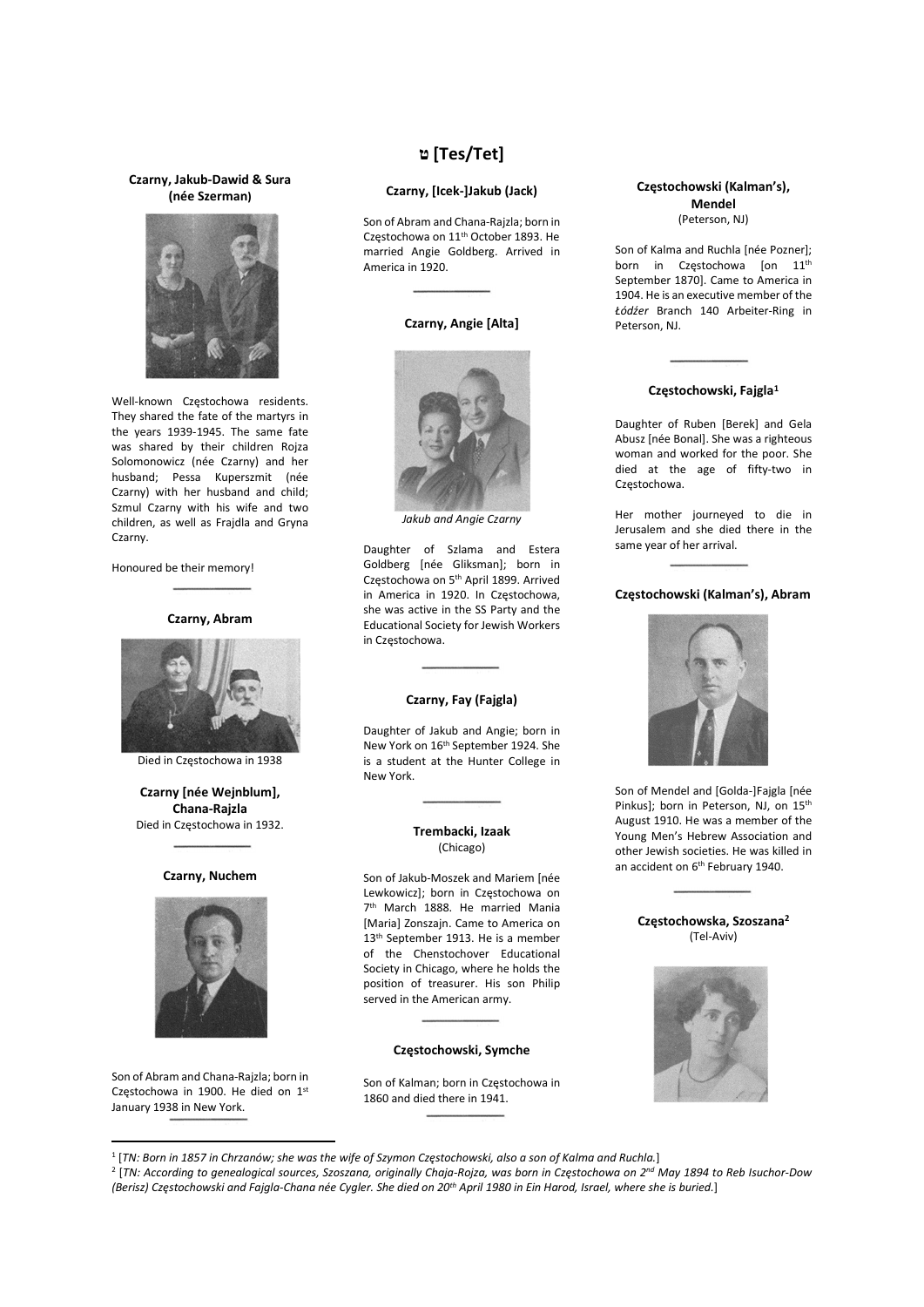# ט [Tes/Tet]

### Czarny, Jakub-Dawid & Sura (née Szerman)

Well-known Częstochowa residents. They shared the fate of the martyrs in the years 1939-1945. The same fate was shared by their children Rojza Solomonowicz (née Czarny) and her husband; Pessa Kuperszmit (née Czarny) with her husband and child; Szmul Czarny with his wife and two children, as well as Frajdla and Gryna Czarny.

Honoured be their memory!

---

### Czarny, Abram

Died in Częstochowa in 1938

### Czarny [née Wejnblum], Chana-Rajzla

Died in Częstochowa in 1932.

---

### Czarny, Nuchem

Son of Abram and Chana-Rajzla; born in Częstochowa in 1900. He died on 1st January 1938 in New York.

---

### Czarny, [Icek-]Jakub (Jack)

Son of Abram and Chana-Rajzla; born in Częstochowa on 11th October 1893. He married Angie Goldberg. Arrived in America in 1920.

---

### Czarny, Angie [Alta]

*Jakub and Angie Czarny*

Daughter of Szlama and Estera Goldberg [née Gliksman]; born in Częstochowa on 5th April 1899. Arrived in America in 1920. In Częstochowa, she was active in the SS Party and the Educational Society for Jewish Workers in Częstochowa.

---

### Czarny, Fay (Fajgla)

Daughter of Jakub and Angie; born in New York on 16th September 1924. She is a student at the Hunter College in New York.

---

### Trembacki, Izaak
(Chicago)

Son of Jakub-Moszek and Mariem [née Lewkowicz]; born in Częstochowa on 7th March 1888. He married Mania [Maria] Zonszajn. Came to America on 13th September 1913. He is a member of the Chenstochover Educational Society in Chicago, where he holds the position of treasurer. His son Philip served in the American army.

---

### Częstochowski, Symche

Son of Kalman; born in Częstochowa in 1860 and died there in 1941.

---

### Częstochowski (Kalman's), Mendel
(Peterson, NJ)

Son of Kalma and Ruchla [née Pozner]; born in Częstochowa [on 11th September 1870]. Came to America in 1904. He is an executive member of the *Łódźer* Branch 140 Arbeiter-Ring in Peterson, NJ.

---

### Częstochowski, Fajgla[1]

Daughter of Ruben [Berek] and Gela Abusz [née Bonal]. She was a righteous woman and worked for the poor. She died at the age of fifty-two in Częstochowa.

Her mother journeyed to die in Jerusalem and she died there in the same year of her arrival.

---

### Częstochowski (Kalman's), Abram

Son of Mendel and [Golda-]Fajgla [née Pinkus]; born in Peterson, NJ, on 15th August 1910. He was a member of the Young Men's Hebrew Association and other Jewish societies. He was killed in an accident on 6th February 1940.

---

### Częstochowska, Szoszana[2]
(Tel-Aviv)

---

[1] [*TN: Born in 1857 in Chrzanów; she was the wife of Szymon Częstochowski, also a son of Kalma and Ruchla.*]

[2] [*TN: According to genealogical sources, Szoszana, originally Chaja-Rojza, was born in Częstochowa on 2nd May 1894 to Reb Isuchor-Dow (Berisz) Częstochowski and Fajgla-Chana née Cygler. She died on 20th April 1980 in Ein Harod, Israel, where she is buried.*]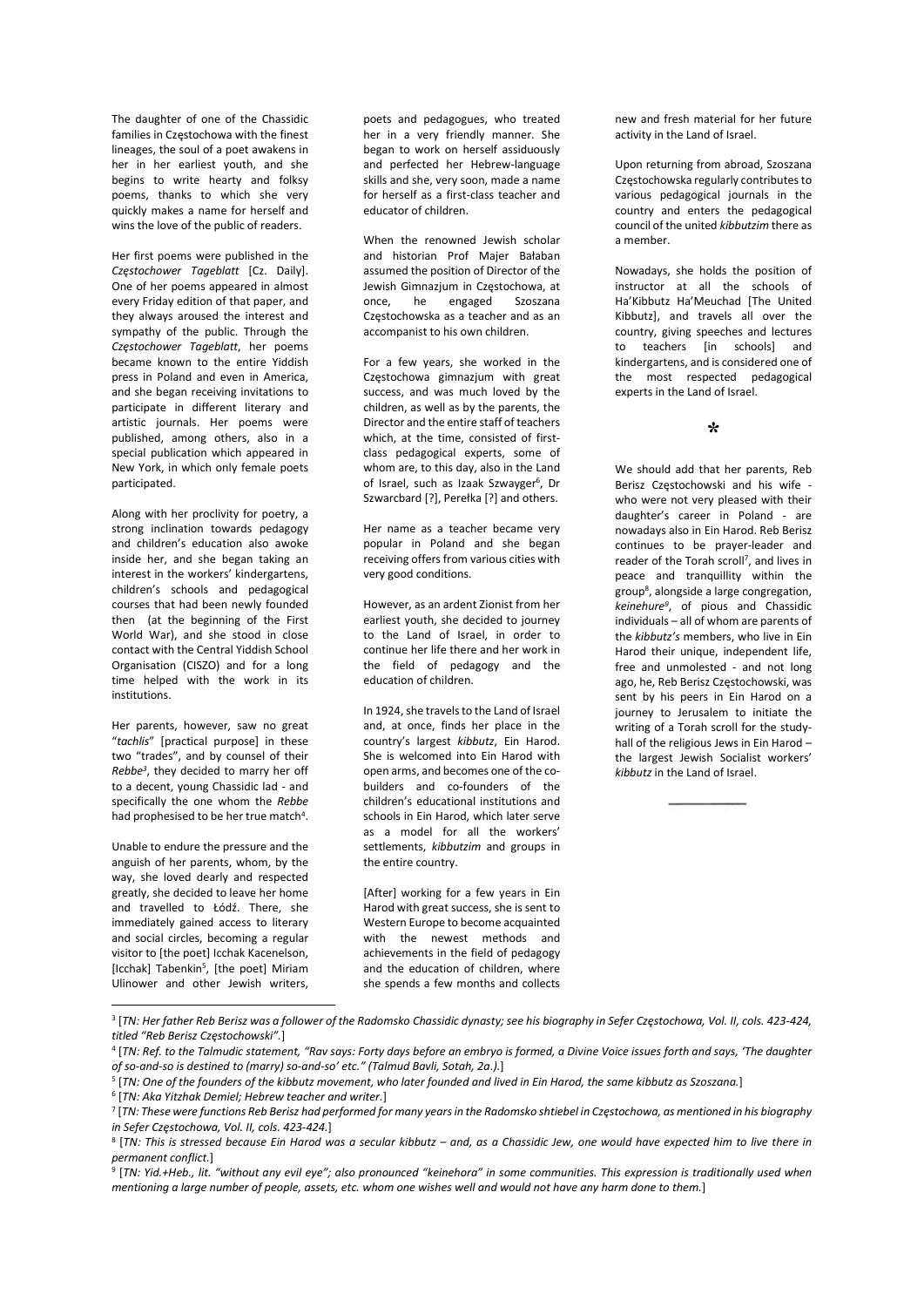The daughter of one of the Chassidic families in Częstochowa with the finest lineages, the soul of a poet awakens in her in her earliest youth, and she begins to write hearty and folksy poems, thanks to which she very quickly makes a name for herself and wins the love of the public of readers.

Her first poems were published in the *Częstochower Tageblatt* [Cz. Daily]. One of her poems appeared in almost every Friday edition of that paper, and they always aroused the interest and sympathy of the public. Through the *Częstochower Tageblatt*, her poems became known to the entire Yiddish press in Poland and even in America, and she began receiving invitations to participate in different literary and artistic journals. Her poems were published, among others, also in a special publication which appeared in New York, in which only female poets participated.

Along with her proclivity for poetry, a strong inclination towards pedagogy and children's education also awoke inside her, and she began taking an interest in the workers' kindergartens, children's schools and pedagogical courses that had been newly founded then (at the beginning of the First World War), and she stood in close contact with the Central Yiddish School Organisation (CISZO) and for a long time helped with the work in its institutions.

Her parents, however, saw no great "*tachlis*" [practical purpose] in these two "trades", and by counsel of their *Rebbe*[3], they decided to marry her off to a decent, young Chassidic lad - and specifically the one whom the *Rebbe* had prophesised to be her true match[4].

Unable to endure the pressure and the anguish of her parents, whom, by the way, she loved dearly and respected greatly, she decided to leave her home and travelled to Łódź. There, she immediately gained access to literary and social circles, becoming a regular visitor to [the poet] Icchak Kacenelson, [Icchak] Tabenkin[5], [the poet] Miriam Ulinower and other Jewish writers, poets and pedagogues, who treated her in a very friendly manner. She began to work on herself assiduously and perfected her Hebrew-language skills and she, very soon, made a name for herself as a first-class teacher and educator of children.

When the renowned Jewish scholar and historian Prof Majer Bałaban assumed the position of Director of the Jewish Gimnazjum in Częstochowa, at once, he engaged Szoszana Częstochowska as a teacher and as an accompanist to his own children.

For a few years, she worked in the Częstochowa gimnazjum with great success, and was much loved by the children, as well as by the parents, the Director and the entire staff of teachers which, at the time, consisted of first-class pedagogical experts, some of whom are, to this day, also in the Land of Israel, such as Izaak Szwayger[6], Dr Szwarcbard [?], Perełka [?] and others.

Her name as a teacher became very popular in Poland and she began receiving offers from various cities with very good conditions.

However, as an ardent Zionist from her earliest youth, she decided to journey to the Land of Israel, in order to continue her life there and her work in the field of pedagogy and the education of children.

In 1924, she travels to the Land of Israel and, at once, finds her place in the country's largest *kibbutz*, Ein Harod. She is welcomed into Ein Harod with open arms, and becomes one of the co-builders and co-founders of the children's educational institutions and schools in Ein Harod, which later serve as a model for all the workers' settlements, *kibbutzim* and groups in the entire country.

[After] working for a few years in Ein Harod with great success, she is sent to Western Europe to become acquainted with the newest methods and achievements in the field of pedagogy and the education of children, where she spends a few months and collects new and fresh material for her future activity in the Land of Israel.

Upon returning from abroad, Szoszana Częstochowska regularly contributes to various pedagogical journals in the country and enters the pedagogical council of the united *kibbutzim* there as a member.

Nowadays, she holds the position of instructor at all the schools of Ha'Kibbutz Ha'Meuchad [The United Kibbutz], and travels all over the country, giving speeches and lectures to teachers [in schools] and kindergartens, and is considered one of the most respected pedagogical experts in the Land of Israel.

*

We should add that her parents, Reb Berisz Częstochowski and his wife - who were not very pleased with their daughter's career in Poland - are nowadays also in Ein Harod. Reb Berisz continues to be prayer-leader and reader of the Torah scroll[7], and lives in peace and tranquillity within the group[8], alongside a large congregation, *keinehure*[9], of pious and Chassidic individuals – all of whom are parents of the *kibbutz's* members, who live in Ein Harod their unique, independent life, free and unmolested - and not long ago, he, Reb Berisz Częstochowski, was sent by his peers in Ein Harod on a journey to Jerusalem to initiate the writing of a Torah scroll for the study-hall of the religious Jews in Ein Harod – the largest Jewish Socialist workers' *kibbutz* in the Land of Israel.

---

[3] [*TN: Her father Reb Berisz was a follower of the Radomsko Chassidic dynasty; see his biography in Sefer Częstochowa, Vol. II, cols. 423-424, titled "Reb Berisz Częstochowski".*]

[4] [*TN: Ref. to the Talmudic statement, "Rav says: Forty days before an embryo is formed, a Divine Voice issues forth and says, 'The daughter of so-and-so is destined to (marry) so-and-so' etc." (Talmud Bavli, Sotah, 2a.).*]

[5] [*TN: One of the founders of the kibbutz movement, who later founded and lived in Ein Harod, the same kibbutz as Szoszana.*]

[6] [*TN: Aka Yitzhak Demiel; Hebrew teacher and writer.*]

[7] [*TN: These were functions Reb Berisz had performed for many years in the Radomsko shtiebel in Częstochowa, as mentioned in his biography in Sefer Częstochowa, Vol. II, cols. 423-424.*]

[8] [*TN: This is stressed because Ein Harod was a secular kibbutz – and, as a Chassidic Jew, one would have expected him to live there in permanent conflict.*]

[9] [*TN: Yid.+Heb., lit. "without any evil eye"; also pronounced "keinehora" in some communities. This expression is traditionally used when mentioning a large number of people, assets, etc. whom one wishes well and would not have any harm done to them.*]